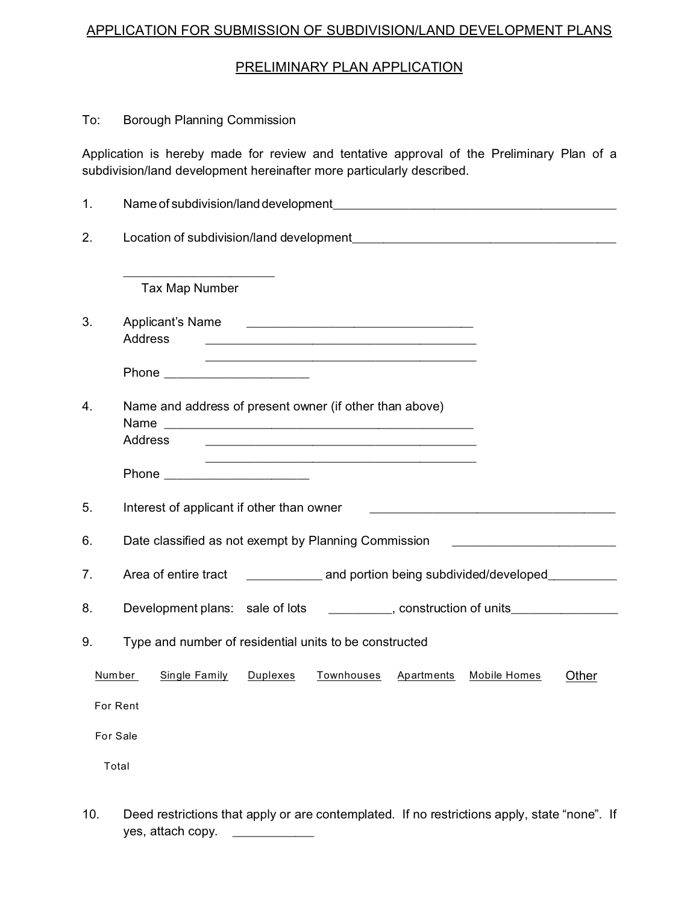# APPLICATION FOR SUBMISSION OF SUBDIVISION/LAND DEVELOPMENT PLANS

## PRELIMINARY PLAN APPLICATION

To: Borough Planning Commission

Application is hereby made for review and tentative approval of the Preliminary Plan of a subdivision/land development hereinafter more particularly described.

1. Name of subdivision/land development___________________________________________

2. Location of subdivision/land development_______________________________________

   ______________________
   Tax Map Number

3. Applicant's Name ________________________________
   Address ________________________________________
   ________________________________________
   Phone _____________________

4. Name and address of present owner (if other than above)
   Name _____________________________________________
   Address ________________________________________
   ________________________________________
   Phone _____________________

5. Interest of applicant if other than owner _____________________________________

6. Date classified as not exempt by Planning Commission _______________________

7. Area of entire tract ___________ and portion being subdivided/developed__________

8. Development plans: sale of lots _________, construction of units_______________

9. Type and number of residential units to be constructed

| Number | Single Family | Duplexes | Townhouses | Apartments | Mobile Homes | Other |
|---|---|---|---|---|---|---|
| For Rent | | | | | | |
| For Sale | | | | | | |
| Total | | | | | | |

10. Deed restrictions that apply or are contemplated. If no restrictions apply, state "none". If yes, attach copy. ____________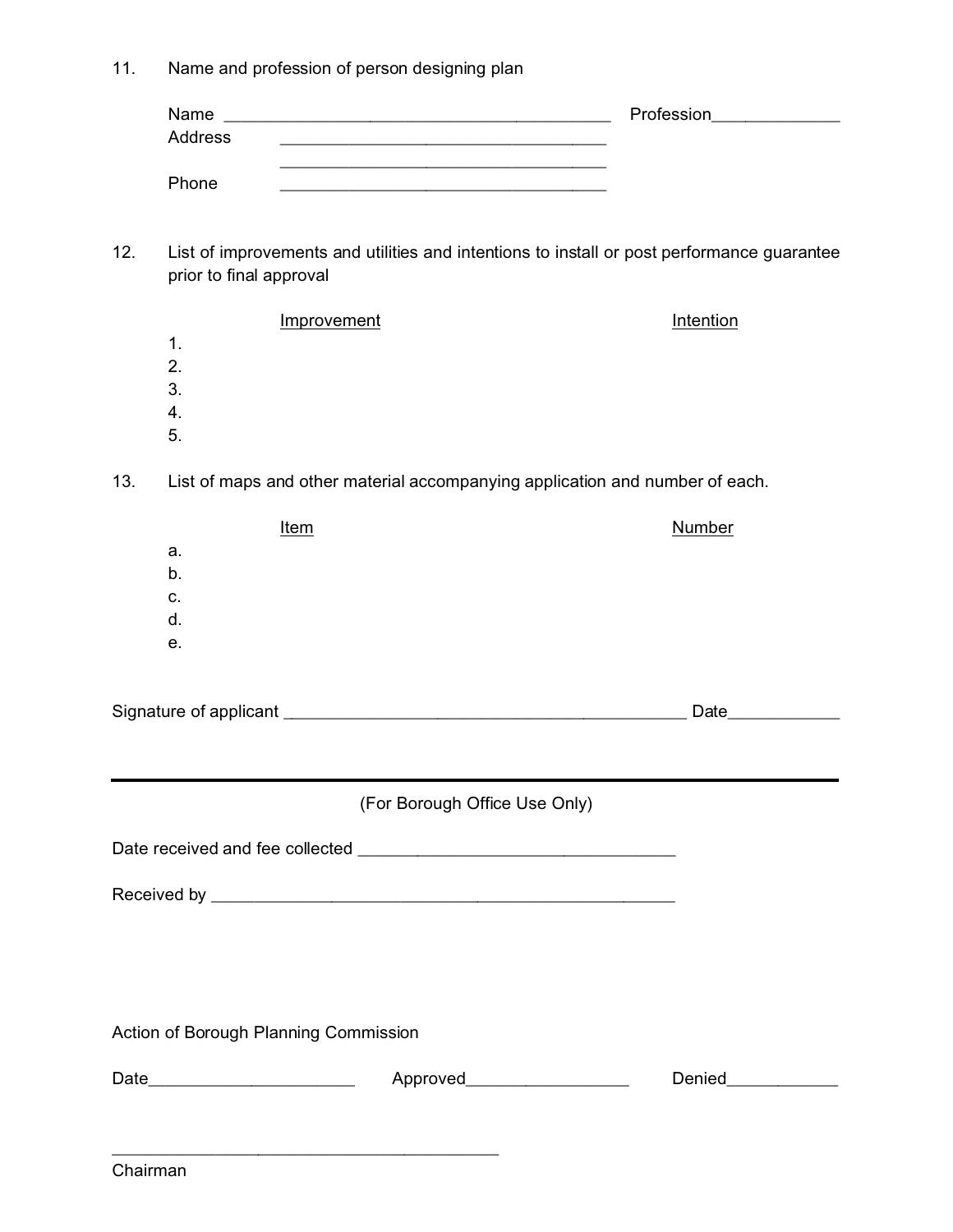11. Name and profession of person designing plan

 Name ___________________________________________ Profession______________

 Address ___________________________________

 ___________________________________

 Phone ___________________________________

12. List of improvements and utilities and intentions to install or post performance guarantee prior to final approval

 | | Improvement | Intention |
 |---|---|---|
 | 1. | | |
 | 2. | | |
 | 3. | | |
 | 4. | | |
 | 5. | | |

13. List of maps and other material accompanying application and number of each.

 | | Item | Number |
 |---|---|---|
 | a. | | |
 | b. | | |
 | c. | | |
 | d. | | |
 | e. | | |

Signature of applicant _____________________________________________ Date____________

---

(For Borough Office Use Only)

Date received and fee collected ___________________________________

Received by ___________________________________________________

Action of Borough Planning Commission

Date______________________ Approved_________________ Denied____________

__________________________________________

Chairman